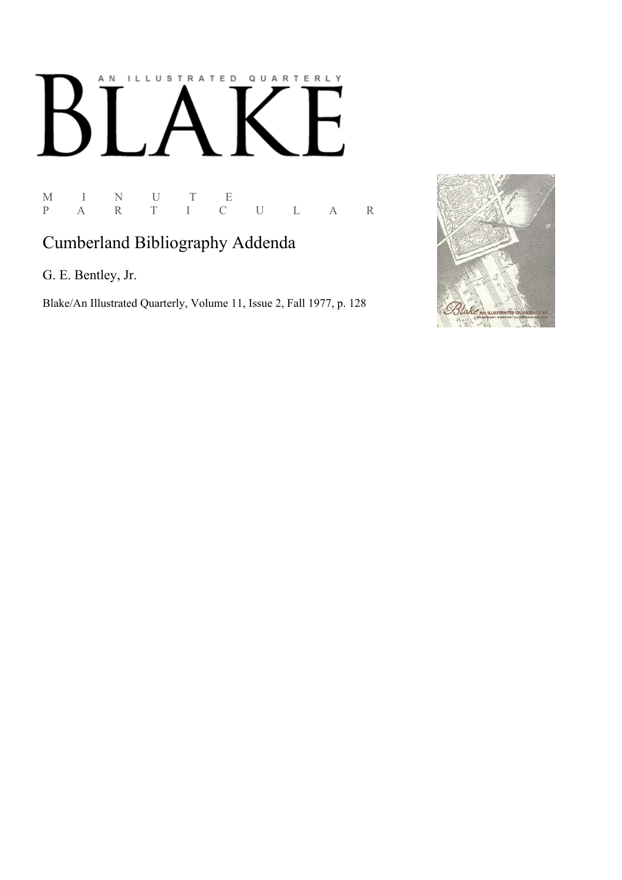# BLAKE

AN ILLUSTRATED QUARTERLY

M I N U T E
P A R T I C U L A R

## Cumberland Bibliography Addenda

G. E. Bentley, Jr.

Blake/An Illustrated Quarterly, Volume 11, Issue 2, Fall 1977, p. 128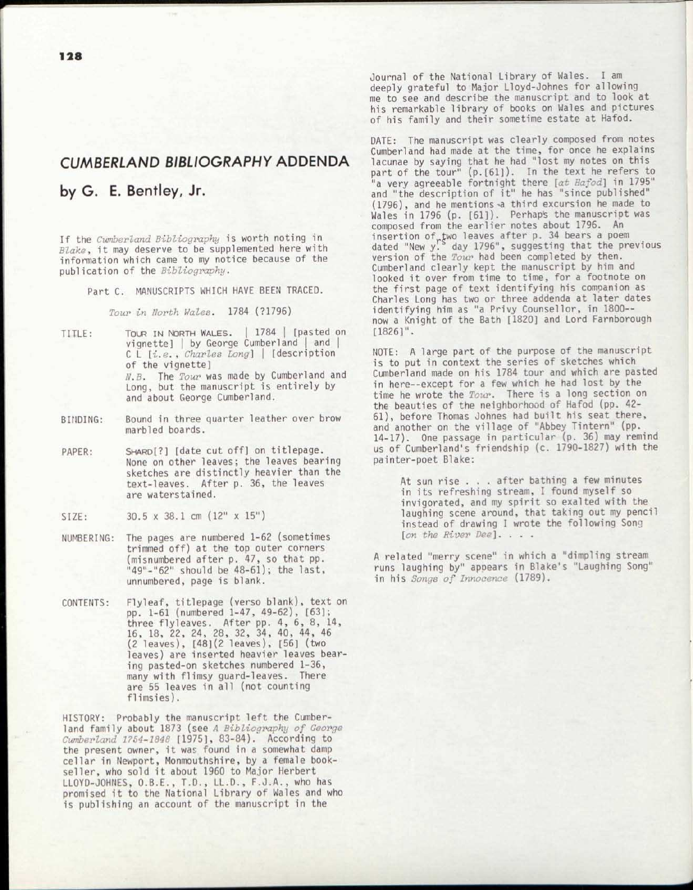# *CUMBERLAND BIBLIOGRAPHY* ADDENDA

## by G. E. Bentley, Jr.

If the *Cumberland Bibliography* is worth noting in *Blake*, it may deserve to be supplemented here with information which came to my notice because of the publication of the *Bibliography*.

Part C. MANUSCRIPTS WHICH HAVE BEEN TRACED.

*Tour in North Wales.* 1784 (?1796)

TITLE: TOUR IN NORTH WALES. | 1784 | [pasted on vignette] | by George Cumberland | and | C L [*i.e.*, *Charles Long*] | [description of the vignette]
*N.B.* The *Tour* was made by Cumberland and Long, but the manuscript is entirely by and about George Cumberland.

BINDING: Bound in three quarter leather over brow marbled boards.

PAPER: SHARD[?] [date cut off] on titlepage. None on other leaves; the leaves bearing sketches are distinctly heavier than the text-leaves. After p. 36, the leaves are waterstained.

SIZE: 30.5 x 38.1 cm (12" x 15")

NUMBERING: The pages are numbered 1-62 (sometimes trimmed off) at the top outer corners (misnumbered after p. 47, so that pp. "49"-"62" should be 48-61); the last, unnumbered, page is blank.

CONTENTS: Flyleaf, titlepage (verso blank), text on pp. 1-61 (numbered 1-47, 49-62), [63]; three flyleaves. After pp. 4, 6, 8, 14, 16, 18, 22, 24, 28, 32, 34, 40, 44, 46 (2 leaves), [48](2 leaves), [56] (two leaves) are inserted heavier leaves bearing pasted-on sketches numbered 1-36, many with flimsy guard-leaves. There are 55 leaves in all (not counting flimsies).

HISTORY: Probably the manuscript left the Cumberland family about 1873 (see *A Bibliography of George Cumberland 1754-1848* [1975], 83-84). According to the present owner, it was found in a somewhat damp cellar in Newport, Monmouthshire, by a female bookseller, who sold it about 1960 to Major Herbert LLOYD-JOHNES, O.B.E., T.D., LL.D., F.J.A., who has promised it to the National Library of Wales and who is publishing an account of the manuscript in the Journal of the National Library of Wales. I am deeply grateful to Major Lloyd-Johnes for allowing me to see and describe the manuscript and to look at his remarkable library of books on Wales and pictures of his family and their sometime estate at Hafod.

DATE: The manuscript was clearly composed from notes Cumberland had made at the time, for once he explains lacunae by saying that he had "lost my notes on this part of the tour" (p.[61]). In the text he refers to "a very agreeable fortnight there [*at Hafod*] in 1795" and "the description of it" he has "since published" (1796), and he mentions a third excursion he made to Wales in 1796 (p. [61]). Perhaps the manuscript was composed from the earlier notes about 1796. An insertion of two leaves after p. 34 bears a poem dated "New y.^rs day 1796", suggesting that the previous version of the *Tour* had been completed by then. Cumberland clearly kept the manuscript by him and looked it over from time to time, for a footnote on the first page of text identifying his companion as Charles Long has two or three addenda at later dates identifying him as "a Privy Counsellor, in 1800--now a Knight of the Bath [1820] and Lord Farnborough [1826]".

NOTE: A large part of the purpose of the manuscript is to put in context the series of sketches which Cumberland made on his 1784 tour and which are pasted in here--except for a few which he had lost by the time he wrote the *Tour*. There is a long section on the beauties of the neighborhood of Hafod (pp. 42-61), before Thomas Johnes had built his seat there, and another on the village of "Abbey Tintern" (pp. 14-17). One passage in particular (p. 36) may remind us of Cumberland's friendship (c. 1790-1827) with the painter-poet Blake:

> At sun rise . . . after bathing a few minutes in its refreshing stream, I found myself so invigorated, and my spirit so exalted with the laughing scene around, that taking out my pencil instead of drawing I wrote the following Song [*on the River Dee*]. . . .

A related "merry scene" in which a "dimpling stream runs laughing by" appears in Blake's "Laughing Song" in his *Songs of Innocence* (1789).